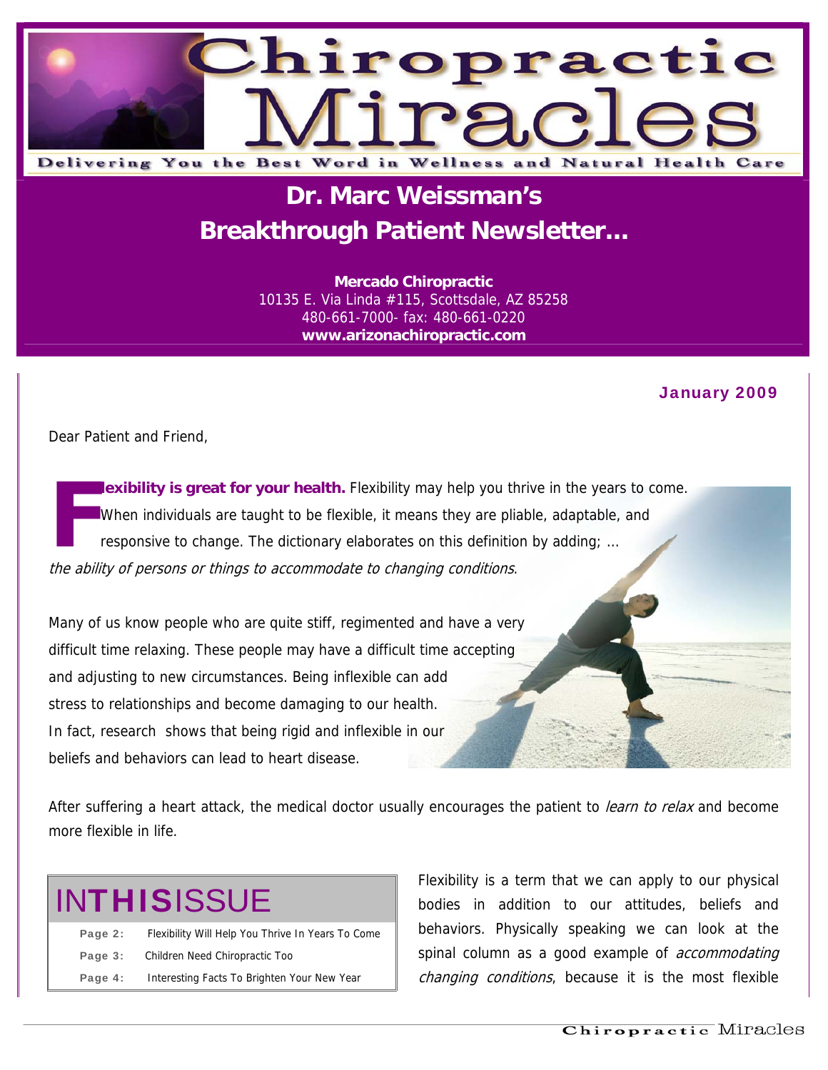# Chiropractic Miracles

Delivering You the Best Word in Wellness and Natural Health Care

## Dr. Marc Weissman's Breakthrough Patient Newsletter...

**Mercado Chiropractic**
10135 E. Via Linda #115, Scottsdale, AZ 85258
480-661-7000- fax: 480-661-0220
**www.arizonachiropractic.com**

**January 2009**

Dear Patient and Friend,

**Flexibility is great for your health.** Flexibility may help you thrive in the years to come. When individuals are taught to be flexible, it means they are pliable, adaptable, and responsive to change. The dictionary elaborates on this definition by adding; ... *the ability of persons or things to accommodate to changing conditions*.

Many of us know people who are quite stiff, regimented and have a very difficult time relaxing. These people may have a difficult time accepting and adjusting to new circumstances. Being inflexible can add stress to relationships and become damaging to our health. In fact, research shows that being rigid and inflexible in our beliefs and behaviors can lead to heart disease.

After suffering a heart attack, the medical doctor usually encourages the patient to *learn to relax* and become more flexible in life.

## IN THIS ISSUE

| | |
|---|---|
| **Page 2:** | Flexibility Will Help You Thrive In Years To Come |
| **Page 3:** | Children Need Chiropractic Too |
| **Page 4:** | Interesting Facts To Brighten Your New Year |

Flexibility is a term that we can apply to our physical bodies in addition to our attitudes, beliefs and behaviors. Physically speaking we can look at the spinal column as a good example of *accommodating changing conditions*, because it is the most flexible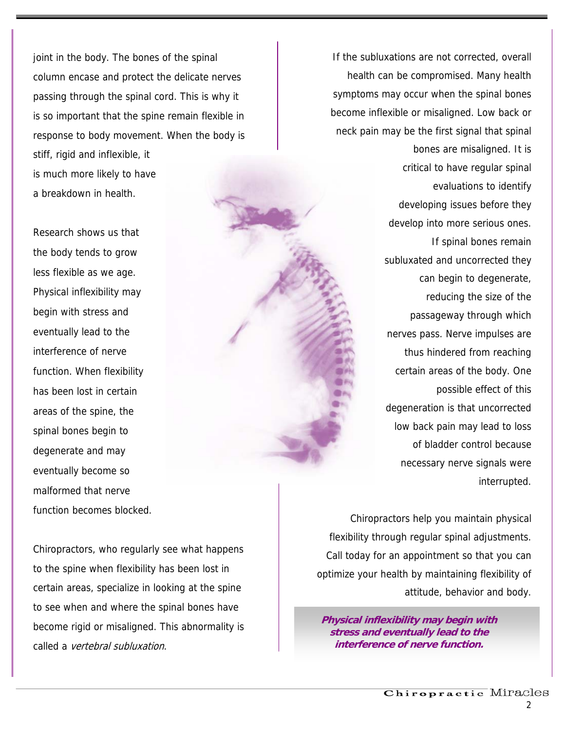joint in the body. The bones of the spinal column encase and protect the delicate nerves passing through the spinal cord. This is why it is so important that the spine remain flexible in response to body movement. When the body is stiff, rigid and inflexible, it is much more likely to have a breakdown in health.

Research shows us that the body tends to grow less flexible as we age. Physical inflexibility may begin with stress and eventually lead to the interference of nerve function. When flexibility has been lost in certain areas of the spine, the spinal bones begin to degenerate and may eventually become so malformed that nerve function becomes blocked.

Chiropractors, who regularly see what happens to the spine when flexibility has been lost in certain areas, specialize in looking at the spine to see when and where the spinal bones have become rigid or misaligned. This abnormality is called a *vertebral subluxation*.

If the subluxations are not corrected, overall health can be compromised. Many health symptoms may occur when the spinal bones become inflexible or misaligned. Low back or neck pain may be the first signal that spinal bones are misaligned. It is critical to have regular spinal evaluations to identify developing issues before they develop into more serious ones. If spinal bones remain subluxated and uncorrected they can begin to degenerate, reducing the size of the passageway through which nerves pass. Nerve impulses are thus hindered from reaching certain areas of the body. One possible effect of this degeneration is that uncorrected low back pain may lead to loss of bladder control because necessary nerve signals were interrupted.

Chiropractors help you maintain physical flexibility through regular spinal adjustments. Call today for an appointment so that you can optimize your health by maintaining flexibility of attitude, behavior and body.

***Physical inflexibility may begin with stress and eventually lead to the interference of nerve function.***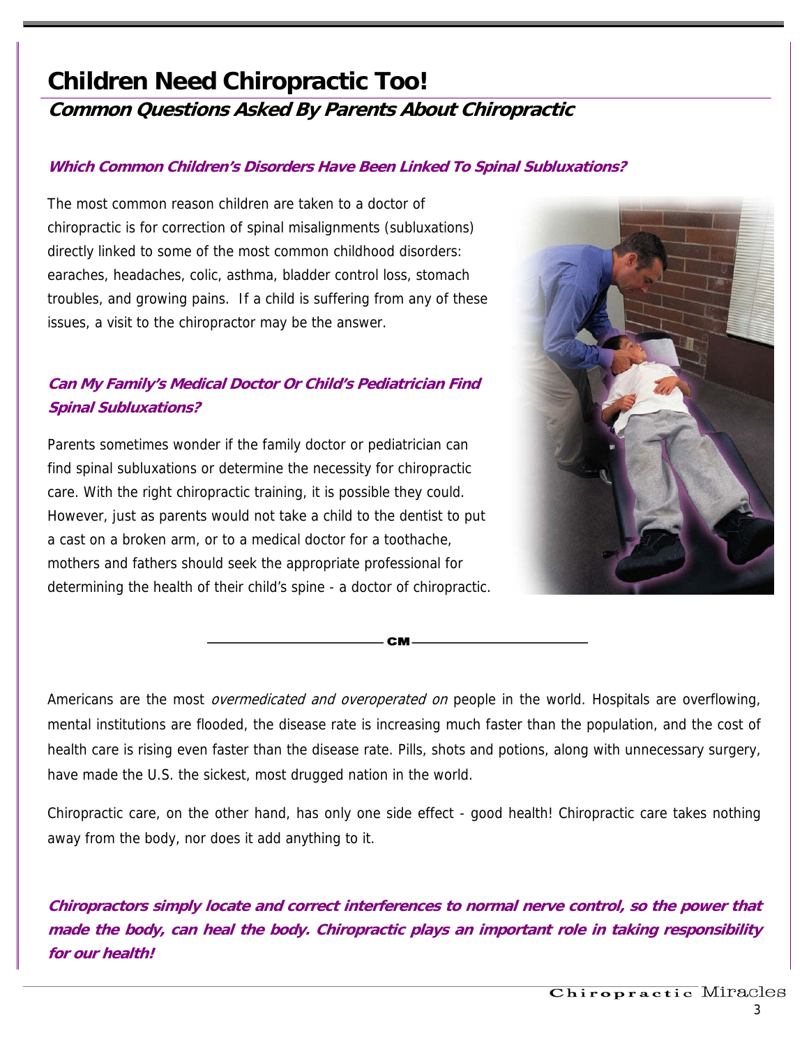# Children Need Chiropractic Too!

## Common Questions Asked By Parents About Chiropractic

### Which Common Children's Disorders Have Been Linked To Spinal Subluxations?

The most common reason children are taken to a doctor of chiropractic is for correction of spinal misalignments (subluxations) directly linked to some of the most common childhood disorders: earaches, headaches, colic, asthma, bladder control loss, stomach troubles, and growing pains. If a child is suffering from any of these issues, a visit to the chiropractor may be the answer.

### Can My Family's Medical Doctor Or Child's Pediatrician Find Spinal Subluxations?

Parents sometimes wonder if the family doctor or pediatrician can find spinal subluxations or determine the necessity for chiropractic care. With the right chiropractic training, it is possible they could. However, just as parents would not take a child to the dentist to put a cast on a broken arm, or to a medical doctor for a toothache, mothers and fathers should seek the appropriate professional for determining the health of their child's spine - a doctor of chiropractic.

CM

Americans are the most *overmedicated and overoperated on* people in the world. Hospitals are overflowing, mental institutions are flooded, the disease rate is increasing much faster than the population, and the cost of health care is rising even faster than the disease rate. Pills, shots and potions, along with unnecessary surgery, have made the U.S. the sickest, most drugged nation in the world.

Chiropractic care, on the other hand, has only one side effect - good health! Chiropractic care takes nothing away from the body, nor does it add anything to it.

***Chiropractors simply locate and correct interferences to normal nerve control, so the power that made the body, can heal the body. Chiropractic plays an important role in taking responsibility for our health!***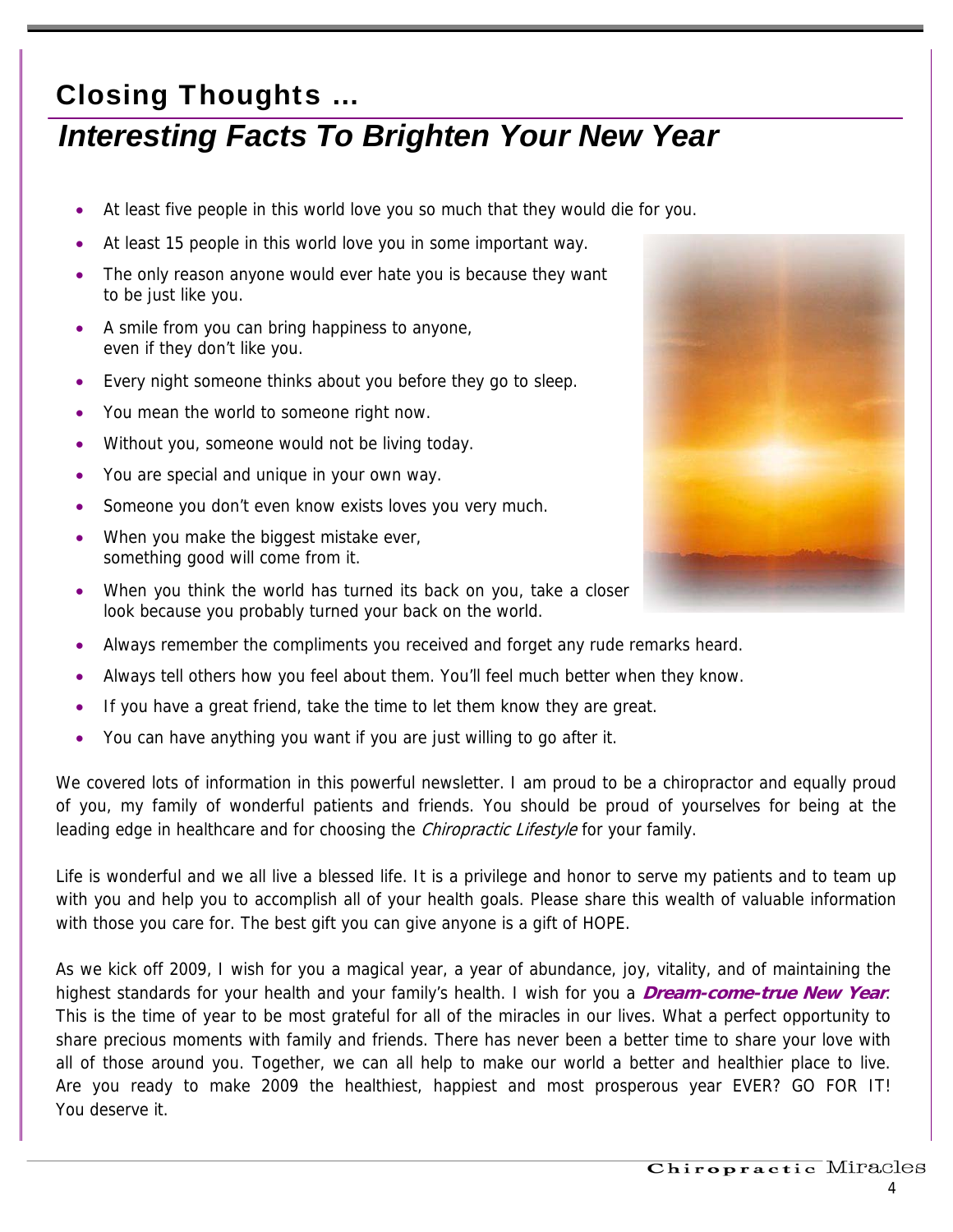## Closing Thoughts …

# *Interesting Facts To Brighten Your New Year*

- At least five people in this world love you so much that they would die for you.
- At least 15 people in this world love you in some important way.
- The only reason anyone would ever hate you is because they want to be just like you.
- A smile from you can bring happiness to anyone, even if they don't like you.
- Every night someone thinks about you before they go to sleep.
- You mean the world to someone right now.
- Without you, someone would not be living today.
- You are special and unique in your own way.
- Someone you don't even know exists loves you very much.
- When you make the biggest mistake ever, something good will come from it.
- When you think the world has turned its back on you, take a closer look because you probably turned your back on the world.
- Always remember the compliments you received and forget any rude remarks heard.
- Always tell others how you feel about them. You'll feel much better when they know.
- If you have a great friend, take the time to let them know they are great.
- You can have anything you want if you are just willing to go after it.

We covered lots of information in this powerful newsletter. I am proud to be a chiropractor and equally proud of you, my family of wonderful patients and friends. You should be proud of yourselves for being at the leading edge in healthcare and for choosing the *Chiropractic Lifestyle* for your family.

Life is wonderful and we all live a blessed life. It is a privilege and honor to serve my patients and to team up with you and help you to accomplish all of your health goals. Please share this wealth of valuable information with those you care for. The best gift you can give anyone is a gift of HOPE.

As we kick off 2009, I wish for you a magical year, a year of abundance, joy, vitality, and of maintaining the highest standards for your health and your family's health. I wish for you a ***Dream-come-true New Year***. This is the time of year to be most grateful for all of the miracles in our lives. What a perfect opportunity to share precious moments with family and friends. There has never been a better time to share your love with all of those around you. Together, we can all help to make our world a better and healthier place to live. Are you ready to make 2009 the healthiest, happiest and most prosperous year EVER? GO FOR IT! You deserve it.